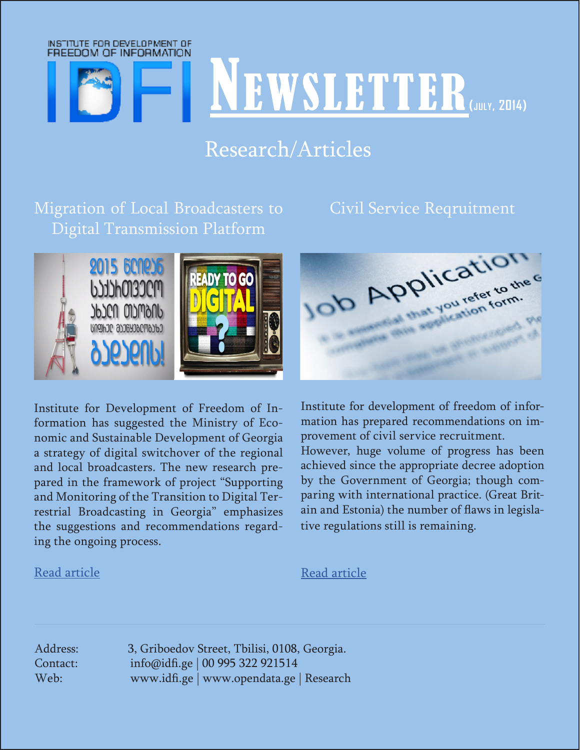INSTITUTE FOR DEVELOPMENT OF FREEDOM OF INFORMATION

# IDFI NEWSLETTER (JULY, 2014)

## Research/Articles

### Migration of Local Broadcasters to Digital Transmission Platform

Institute for Development of Freedom of Information has suggested the Ministry of Economic and Sustainable Development of Georgia a strategy of digital switchover of the regional and local broadcasters. The new research prepared in the framework of project "Supporting and Monitoring of the Transition to Digital Terrestrial Broadcasting in Georgia" emphasizes the suggestions and recommendations regarding the ongoing process.

Read article

### Civil Service Reqruitment

Institute for development of freedom of information has prepared recommendations on improvement of civil service recruitment. However, huge volume of progress has been achieved since the appropriate decree adoption by the Government of Georgia; though comparing with international practice. (Great Britain and Estonia) the number of flaws in legislative regulations still is remaining.

Read article

---

Address: 3, Griboedov Street, Tbilisi, 0108, Georgia.
Contact: info@idfi.ge | 00 995 322 921514
Web: www.idfi.ge | www.opendata.ge | Research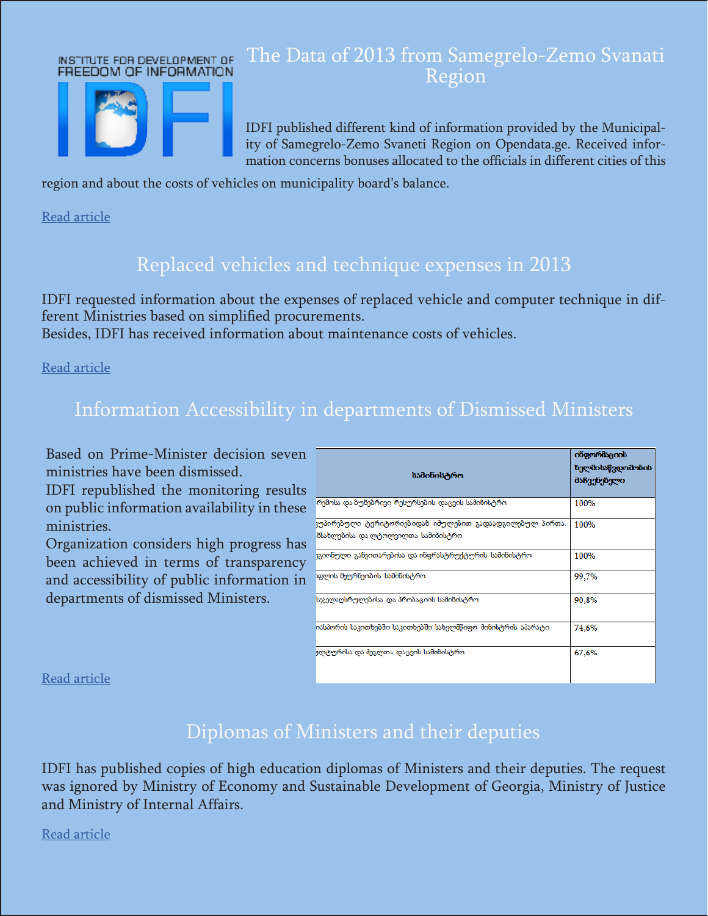## The Data of 2013 from Samegrelo-Zemo Svanati Region

IDFI published different kind of information provided by the Municipality of Samegrelo-Zemo Svaneti Region on Opendata.ge. Received information concerns bonuses allocated to the officials in different cities of this region and about the costs of vehicles on municipality board's balance.

Read article

## Replaced vehicles and technique expenses in 2013

IDFI requested information about the expenses of replaced vehicle and computer technique in different Ministries based on simplified procurements.
Besides, IDFI has received information about maintenance costs of vehicles.

Read article

## Information Accessibility in departments of Dismissed Ministers

Based on Prime-Minister decision seven ministries have been dismissed.
IDFI republished the monitoring results on public information availability in these ministries.
Organization considers high progress has been achieved in terms of transparency and accessibility of public information in departments of dismissed Ministers.

| სამინისტრო | ინფორმაციის ხელმისაწვდომობის მაჩვენებელი |
|---|---|
| რემოსა და ბუნებრივი რესურსების დაცვის სამინისტრო | 100% |
| კუპირებული ტერიტორიებიდან იძულებით გადაადგილებულ პირთა, ნსახლებისა და ლტოლვილთა სამინისტრო | 100% |
| გიონული განვითარებისა და ინფრასტრუქტურის სამინისტრო | 100% |
| ფლის მეურნეობის სამინისტრო | 99,7% |
| ხელოვნებისა და პრობაციის სამინისტრო | 90,8% |
| ისპორის საკითხებში საკითხებში სახელმწიფო მინისტრის აპარატი | 74,6% |
| ულტურისა და ძეგლთა დაცვის სამინისტრო | 67,6% |

Read article

## Diplomas of Ministers and their deputies

IDFI has published copies of high education diplomas of Ministers and their deputies. The request was ignored by Ministry of Economy and Sustainable Development of Georgia, Ministry of Justice and Ministry of Internal Affairs.

Read article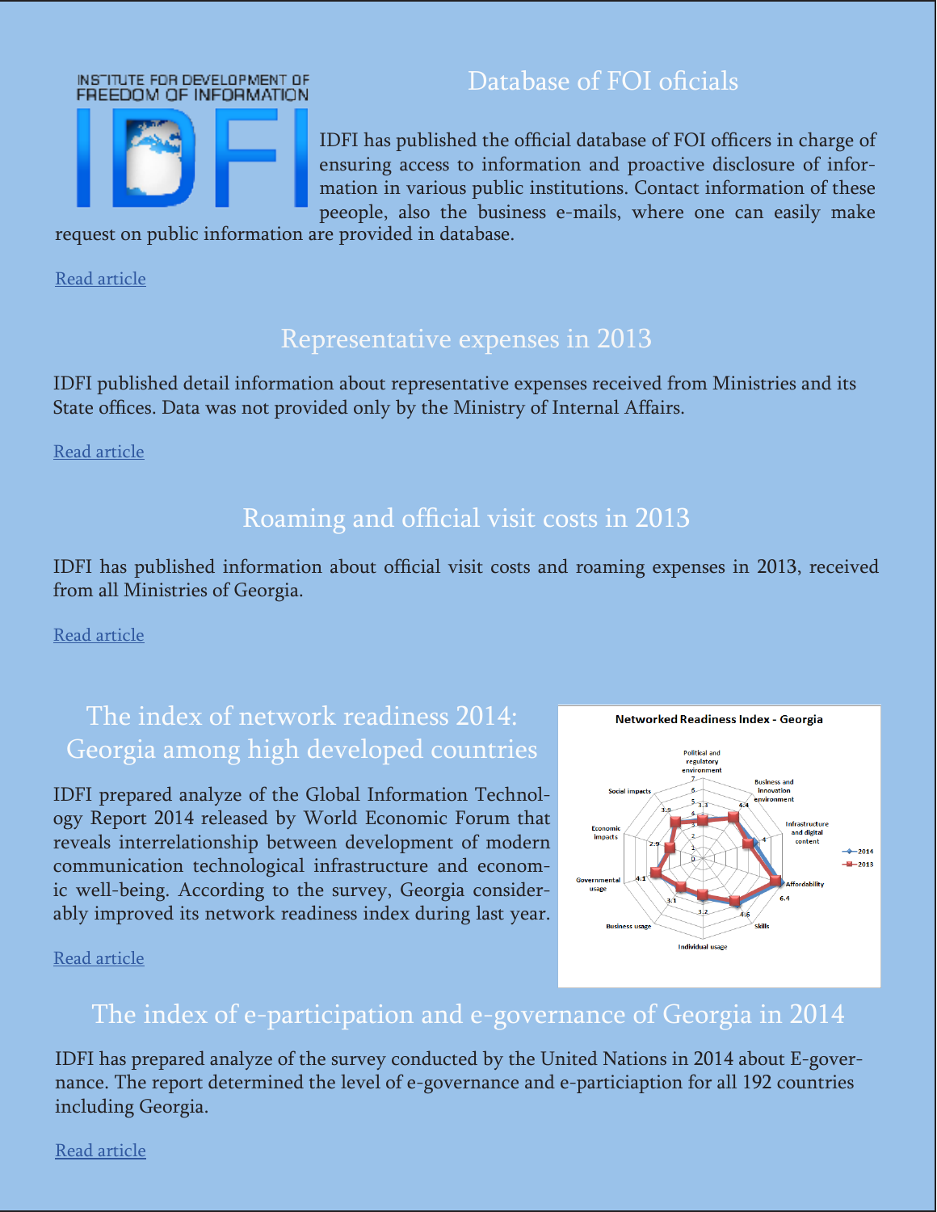INSTITUTE FOR DEVELOPMENT OF FREEDOM OF INFORMATION

IDFI

## Database of FOI oficials

IDFI has published the official database of FOI officers in charge of ensuring access to information and proactive disclosure of information in various public institutions. Contact information of these peeople, also the business e-mails, where one can easily make request on public information are provided in database.

Read article

## Representative expenses in 2013

IDFI published detail information about representative expenses received from Ministries and its State offices. Data was not provided only by the Ministry of Internal Affairs.

Read article

## Roaming and official visit costs in 2013

IDFI has published information about official visit costs and roaming expenses in 2013, received from all Ministries of Georgia.

Read article

## The index of network readiness 2014: Georgia among high developed countries

IDFI prepared analyze of the Global Information Technology Report 2014 released by World Economic Forum that reveals interrelationship between development of modern communication technological infrastructure and economic well-being. According to the survey, Georgia considerably improved its network readiness index during last year.

Networked Readiness Index - Georgia

Read article

## The index of e-participation and e-governance of Georgia in 2014

IDFI has prepared analyze of the survey conducted by the United Nations in 2014 about E-governance. The report determined the level of e-governance and e-particiaption for all 192 countries including Georgia.

Read article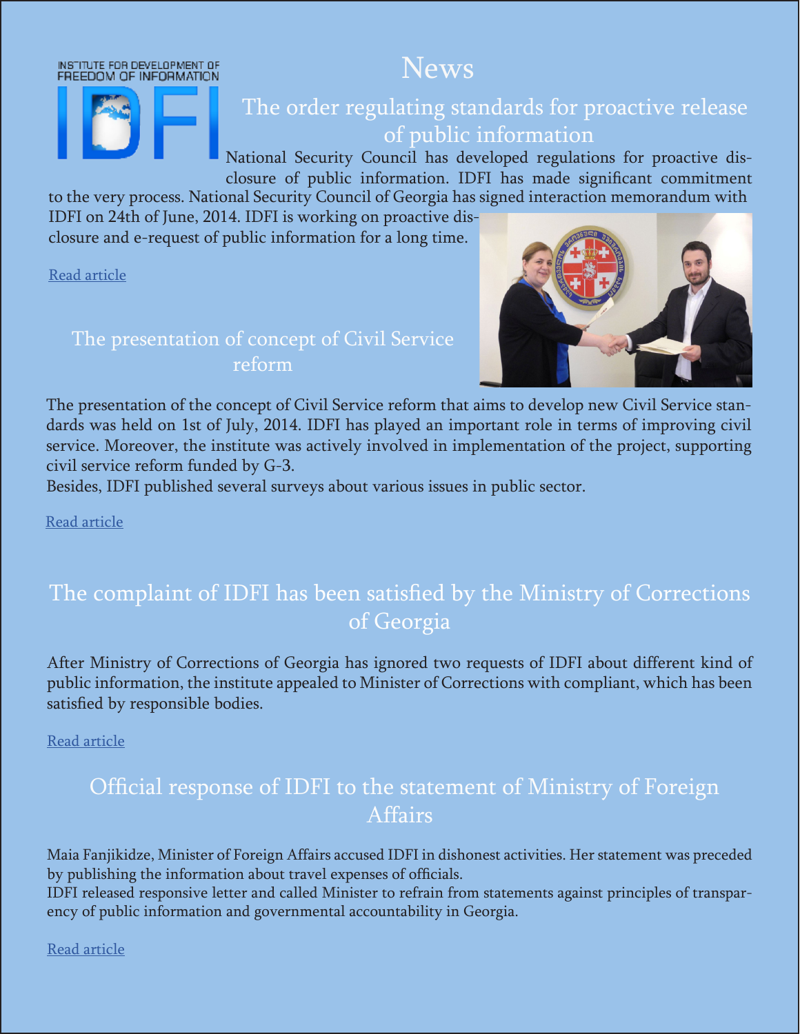INSTITUTE FOR DEVELOPMENT OF FREEDOM OF INFORMATION

IDFI

# News

## The order regulating standards for proactive release of public information

National Security Council has developed regulations for proactive disclosure of public information. IDFI has made significant commitment to the very process. National Security Council of Georgia has signed interaction memorandum with IDFI on 24th of June, 2014. IDFI is working on proactive disclosure and e-request of public information for a long time.

Read article

## The presentation of concept of Civil Service reform

The presentation of the concept of Civil Service reform that aims to develop new Civil Service standards was held on 1st of July, 2014. IDFI has played an important role in terms of improving civil service. Moreover, the institute was actively involved in implementation of the project, supporting civil service reform funded by G-3.
Besides, IDFI published several surveys about various issues in public sector.

Read article

## The complaint of IDFI has been satisfied by the Ministry of Corrections of Georgia

After Ministry of Corrections of Georgia has ignored two requests of IDFI about different kind of public information, the institute appealed to Minister of Corrections with compliant, which has been satisfied by responsible bodies.

Read article

## Official response of IDFI to the statement of Ministry of Foreign Affairs

Maia Fanjikidze, Minister of Foreign Affairs accused IDFI in dishonest activities. Her statement was preceded by publishing the information about travel expenses of officials.
IDFI released responsive letter and called Minister to refrain from statements against principles of transparency of public information and governmental accountability in Georgia.

Read article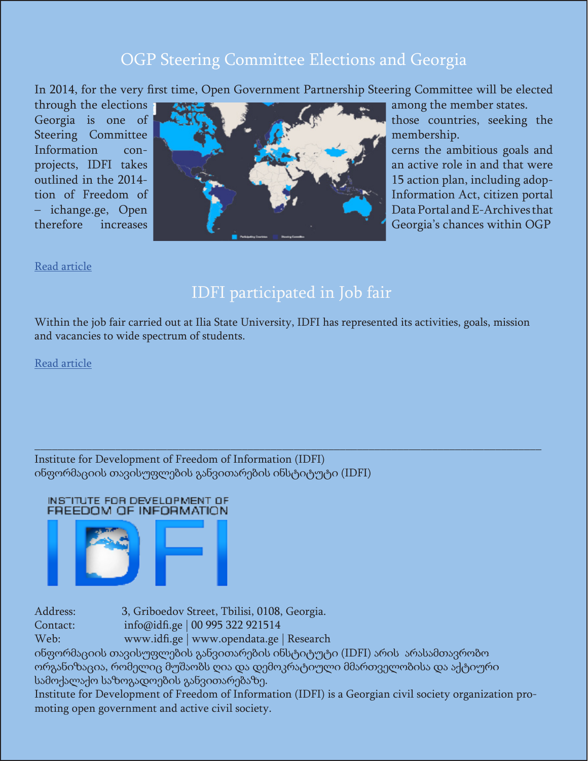## OGP Steering Committee Elections and Georgia

In 2014, for the very first time, Open Government Partnership Steering Committee will be elected through the elections among the member states. Georgia is one of those countries, seeking the Steering Committee membership. Information concerns the ambitious goals and projects, IDFI takes an active role in and that were outlined in the 2014-15 action plan, including adoption of Freedom of Information Act, citizen portal – ichange.ge, Open Data Portal and E-Archives that therefore increases Georgia's chances within OGP

Participating Countries

Steering Committee

Read article

## IDFI participated in Job fair

Within the job fair carried out at Ilia State University, IDFI has represented its activities, goals, mission and vacancies to wide spectrum of students.

Read article

---

Institute for Development of Freedom of Information (IDFI)
ინფორმაციის თავისუფლების განვითარების ინსტიტუტი (IDFI)

INSTITUTE FOR DEVELOPMENT OF FREEDOM OF INFORMATION

IDFI

Address: 3, Griboedov Street, Tbilisi, 0108, Georgia.
Contact: info@idfi.ge | 00 995 322 921514
Web: www.idfi.ge | www.opendata.ge | Research

ინფორმაციის თავისუფლების განვითარების ინსტიტუტი (IDFI) არის არასამთავრობო ორგანიზაცია, რომელიც მუშაობს ღია და დემოკრატიული მმართველობისა და აქტიური სამოქალაქო საზოგადოების განვითარებაზე.

Institute for Development of Freedom of Information (IDFI) is a Georgian civil society organization promoting open government and active civil society.